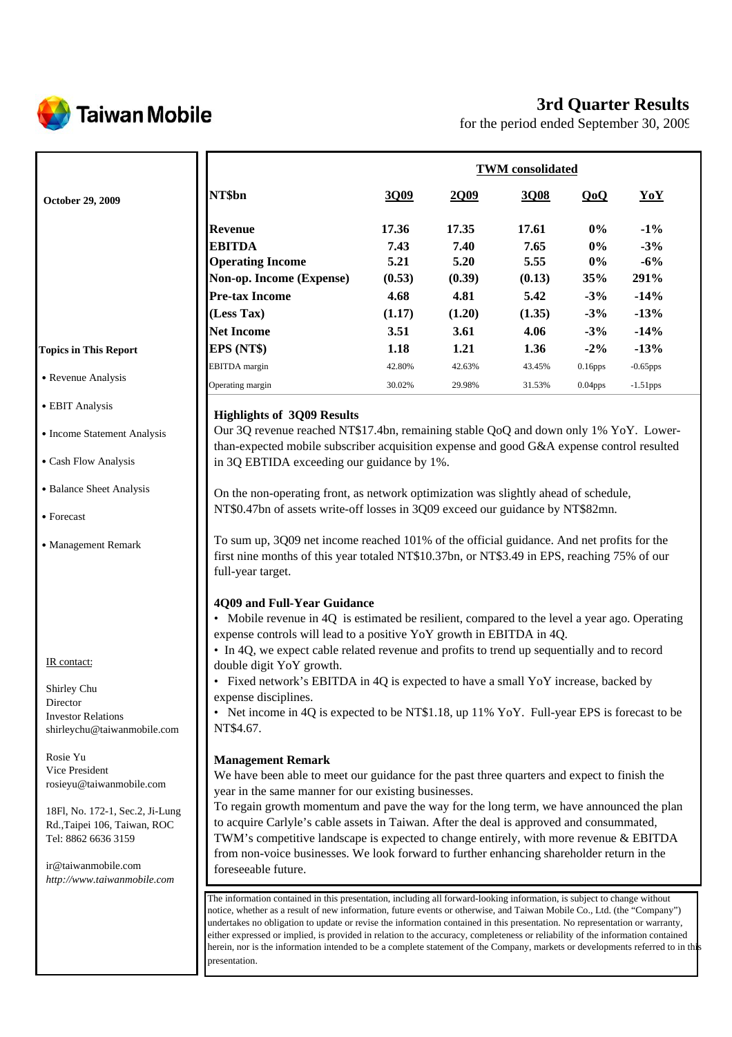Taiwan Mobile

# 3rd Quarter Results

for the period ended September 30, 2009

October 29, 2009

| NT$bn | 3Q09 | 2Q09 | 3Q08 | QoQ | YoY |
|---|---|---|---|---|---|
| | **TWM consolidated** | | | | |
| **Revenue** | **17.36** | **17.35** | **17.61** | **0%** | **-1%** |
| **EBITDA** | **7.43** | **7.40** | **7.65** | **0%** | **-3%** |
| **Operating Income** | **5.21** | **5.20** | **5.55** | **0%** | **-6%** |
| **Non-op. Income (Expense)** | **(0.53)** | **(0.39)** | **(0.13)** | **35%** | **291%** |
| **Pre-tax Income** | **4.68** | **4.81** | **5.42** | **-3%** | **-14%** |
| **(Less Tax)** | **(1.17)** | **(1.20)** | **(1.35)** | **-3%** | **-13%** |
| **Net Income** | **3.51** | **3.61** | **4.06** | **-3%** | **-14%** |
| **EPS (NT$)** | **1.18** | **1.21** | **1.36** | **-2%** | **-13%** |
| EBITDA margin | 42.80% | 42.63% | 43.45% | 0.16pps | -0.65pps |
| Operating margin | 30.02% | 29.98% | 31.53% | 0.04pps | -1.51pps |

**Topics in This Report**

- Revenue Analysis
- EBIT Analysis
- Income Statement Analysis
- Cash Flow Analysis
- Balance Sheet Analysis
- Forecast
- Management Remark

### Highlights of 3Q09 Results

Our 3Q revenue reached NT$17.4bn, remaining stable QoQ and down only 1% YoY. Lower-than-expected mobile subscriber acquisition expense and good G&A expense control resulted in 3Q EBTIDA exceeding our guidance by 1%.

On the non-operating front, as network optimization was slightly ahead of schedule, NT$0.47bn of assets write-off losses in 3Q09 exceed our guidance by NT$82mn.

To sum up, 3Q09 net income reached 101% of the official guidance. And net profits for the first nine months of this year totaled NT$10.37bn, or NT$3.49 in EPS, reaching 75% of our full-year target.

### 4Q09 and Full-Year Guidance

- Mobile revenue in 4Q is estimated be resilient, compared to the level a year ago. Operating expense controls will lead to a positive YoY growth in EBITDA in 4Q.
- In 4Q, we expect cable related revenue and profits to trend up sequentially and to record double digit YoY growth.
- Fixed network's EBITDA in 4Q is expected to have a small YoY increase, backed by expense disciplines.
- Net income in 4Q is expected to be NT$1.18, up 11% YoY. Full-year EPS is forecast to be NT$4.67.

### Management Remark

We have been able to meet our guidance for the past three quarters and expect to finish the year in the same manner for our existing businesses.

To regain growth momentum and pave the way for the long term, we have announced the plan to acquire Carlyle's cable assets in Taiwan. After the deal is approved and consummated, TWM's competitive landscape is expected to change entirely, with more revenue & EBITDA from non-voice businesses. We look forward to further enhancing shareholder return in the foreseeable future.

IR contact:

Shirley Chu
Director
Investor Relations
shirleychu@taiwanmobile.com

Rosie Yu
Vice President
rosieyu@taiwanmobile.com

18Fl, No. 172-1, Sec.2, Ji-Lung Rd.,Taipei 106, Taiwan, ROC
Tel: 8862 6636 3159

ir@taiwanmobile.com
*http://www.taiwanmobile.com*

The information contained in this presentation, including all forward-looking information, is subject to change without notice, whether as a result of new information, future events or otherwise, and Taiwan Mobile Co., Ltd. (the "Company") undertakes no obligation to update or revise the information contained in this presentation. No representation or warranty, either expressed or implied, is provided in relation to the accuracy, completeness or reliability of the information contained herein, nor is the information intended to be a complete statement of the Company, markets or developments referred to in this presentation.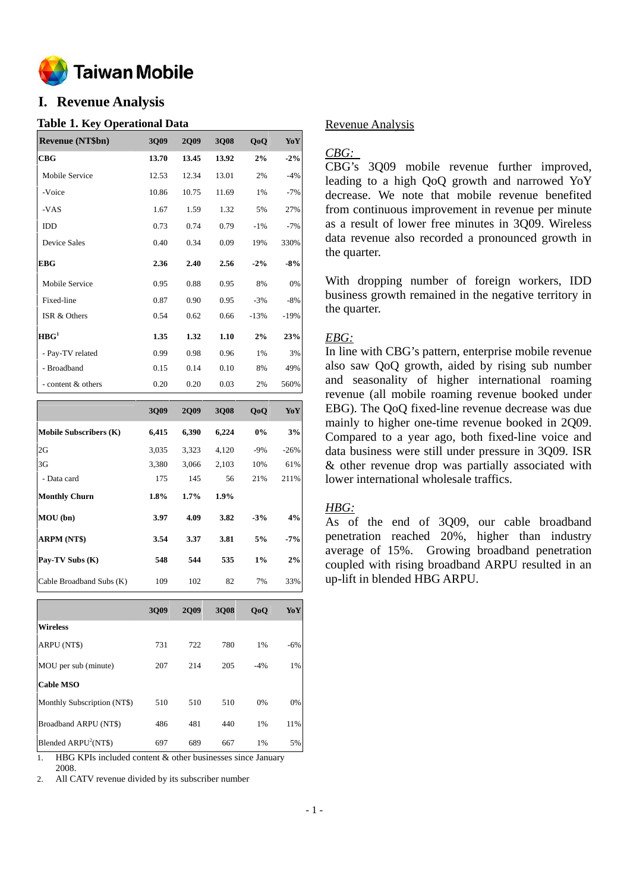# I. Revenue Analysis

### Table 1. Key Operational Data

| Revenue (NT$bn) | 3Q09 | 2Q09 | 3Q08 | QoQ | YoY |
|---|---|---|---|---|---|
| **CBG** | **13.70** | **13.45** | **13.92** | **2%** | **-2%** |
| Mobile Service | 12.53 | 12.34 | 13.01 | 2% | -4% |
| -Voice | 10.86 | 10.75 | 11.69 | 1% | -7% |
| -VAS | 1.67 | 1.59 | 1.32 | 5% | 27% |
| IDD | 0.73 | 0.74 | 0.79 | -1% | -7% |
| Device Sales | 0.40 | 0.34 | 0.09 | 19% | 330% |
| **EBG** | **2.36** | **2.40** | **2.56** | **-2%** | **-8%** |
| Mobile Service | 0.95 | 0.88 | 0.95 | 8% | 0% |
| Fixed-line | 0.87 | 0.90 | 0.95 | -3% | -8% |
| ISR & Others | 0.54 | 0.62 | 0.66 | -13% | -19% |
| **HBG[1]** | **1.35** | **1.32** | **1.10** | **2%** | **23%** |
| - Pay-TV related | 0.99 | 0.98 | 0.96 | 1% | 3% |
| - Broadband | 0.15 | 0.14 | 0.10 | 8% | 49% |
| - content & others | 0.20 | 0.20 | 0.03 | 2% | 560% |

| | 3Q09 | 2Q09 | 3Q08 | QoQ | YoY |
|---|---|---|---|---|---|
| **Mobile Subscribers (K)** | **6,415** | **6,390** | **6,224** | **0%** | **3%** |
| 2G | 3,035 | 3,323 | 4,120 | -9% | -26% |
| 3G | 3,380 | 3,066 | 2,103 | 10% | 61% |
| - Data card | 175 | 145 | 56 | 21% | 211% |
| **Monthly Churn** | **1.8%** | **1.7%** | **1.9%** | | |
| **MOU (bn)** | **3.97** | **4.09** | **3.82** | **-3%** | **4%** |
| **ARPM (NT$)** | **3.54** | **3.37** | **3.81** | **5%** | **-7%** |
| **Pay-TV Subs (K)** | **548** | **544** | **535** | **1%** | **2%** |
| Cable Broadband Subs (K) | 109 | 102 | 82 | 7% | 33% |

| | 3Q09 | 2Q09 | 3Q08 | QoQ | YoY |
|---|---|---|---|---|---|
| **Wireless** | | | | | |
| ARPU (NT$) | 731 | 722 | 780 | 1% | -6% |
| MOU per sub (minute) | 207 | 214 | 205 | -4% | 1% |
| **Cable MSO** | | | | | |
| Monthly Subscription (NT$) | 510 | 510 | 510 | 0% | 0% |
| Broadband ARPU (NT$) | 486 | 481 | 440 | 1% | 11% |
| Blended ARPU[2](NT$) | 697 | 689 | 667 | 1% | 5% |

1. HBG KPIs included content & other businesses since January 2008.
2. All CATV revenue divided by its subscriber number

Revenue Analysis

*CBG:*

CBG's 3Q09 mobile revenue further improved, leading to a high QoQ growth and narrowed YoY decrease. We note that mobile revenue benefited from continuous improvement in revenue per minute as a result of lower free minutes in 3Q09. Wireless data revenue also recorded a pronounced growth in the quarter.

With dropping number of foreign workers, IDD business growth remained in the negative territory in the quarter.

*EBG:*

In line with CBG's pattern, enterprise mobile revenue also saw QoQ growth, aided by rising sub number and seasonality of higher international roaming revenue (all mobile roaming revenue booked under EBG). The QoQ fixed-line revenue decrease was due mainly to higher one-time revenue booked in 2Q09. Compared to a year ago, both fixed-line voice and data business were still under pressure in 3Q09. ISR & other revenue drop was partially associated with lower international wholesale traffics.

*HBG:*

As of the end of 3Q09, our cable broadband penetration reached 20%, higher than industry average of 15%. Growing broadband penetration coupled with rising broadband ARPU resulted in an up-lift in blended HBG ARPU.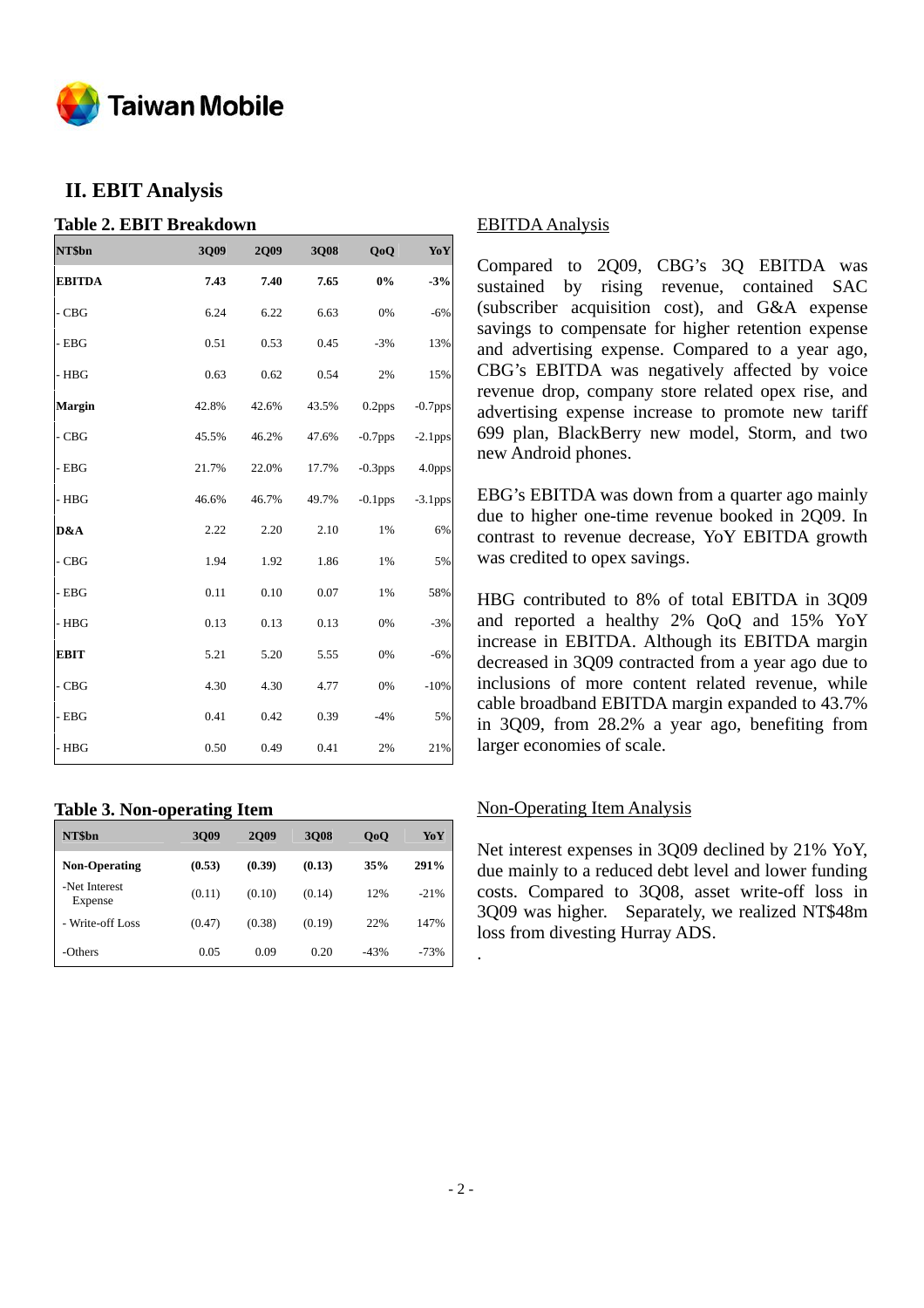## II. EBIT Analysis

### Table 2. EBIT Breakdown

| NT$bn | 3Q09 | 2Q09 | 3Q08 | QoQ | YoY |
|---|---|---|---|---|---|
| **EBITDA** | **7.43** | **7.40** | **7.65** | **0%** | **-3%** |
| - CBG | 6.24 | 6.22 | 6.63 | 0% | -6% |
| - EBG | 0.51 | 0.53 | 0.45 | -3% | 13% |
| - HBG | 0.63 | 0.62 | 0.54 | 2% | 15% |
| **Margin** | 42.8% | 42.6% | 43.5% | 0.2pps | -0.7pps |
| - CBG | 45.5% | 46.2% | 47.6% | -0.7pps | -2.1pps |
| - EBG | 21.7% | 22.0% | 17.7% | -0.3pps | 4.0pps |
| - HBG | 46.6% | 46.7% | 49.7% | -0.1pps | -3.1pps |
| **D&A** | 2.22 | 2.20 | 2.10 | 1% | 6% |
| - CBG | 1.94 | 1.92 | 1.86 | 1% | 5% |
| - EBG | 0.11 | 0.10 | 0.07 | 1% | 58% |
| - HBG | 0.13 | 0.13 | 0.13 | 0% | -3% |
| **EBIT** | 5.21 | 5.20 | 5.55 | 0% | -6% |
| - CBG | 4.30 | 4.30 | 4.77 | 0% | -10% |
| - EBG | 0.41 | 0.42 | 0.39 | -4% | 5% |
| - HBG | 0.50 | 0.49 | 0.41 | 2% | 21% |

### Table 3. Non-operating Item

| NT$bn | 3Q09 | 2Q09 | 3Q08 | QoQ | YoY |
|---|---|---|---|---|---|
| **Non-Operating** | **(0.53)** | **(0.39)** | **(0.13)** | **35%** | **291%** |
| -Net Interest Expense | (0.11) | (0.10) | (0.14) | 12% | -21% |
| - Write-off Loss | (0.47) | (0.38) | (0.19) | 22% | 147% |
| -Others | 0.05 | 0.09 | 0.20 | -43% | -73% |

EBITDA Analysis

Compared to 2Q09, CBG's 3Q EBITDA was sustained by rising revenue, contained SAC (subscriber acquisition cost), and G&A expense savings to compensate for higher retention expense and advertising expense. Compared to a year ago, CBG's EBITDA was negatively affected by voice revenue drop, company store related opex rise, and advertising expense increase to promote new tariff 699 plan, BlackBerry new model, Storm, and two new Android phones.

EBG's EBITDA was down from a quarter ago mainly due to higher one-time revenue booked in 2Q09. In contrast to revenue decrease, YoY EBITDA growth was credited to opex savings.

HBG contributed to 8% of total EBITDA in 3Q09 and reported a healthy 2% QoQ and 15% YoY increase in EBITDA. Although its EBITDA margin decreased in 3Q09 contracted from a year ago due to inclusions of more content related revenue, while cable broadband EBITDA margin expanded to 43.7% in 3Q09, from 28.2% a year ago, benefiting from larger economies of scale.

Non-Operating Item Analysis

Net interest expenses in 3Q09 declined by 21% YoY, due mainly to a reduced debt level and lower funding costs. Compared to 3Q08, asset write-off loss in 3Q09 was higher. Separately, we realized NT$48m loss from divesting Hurray ADS.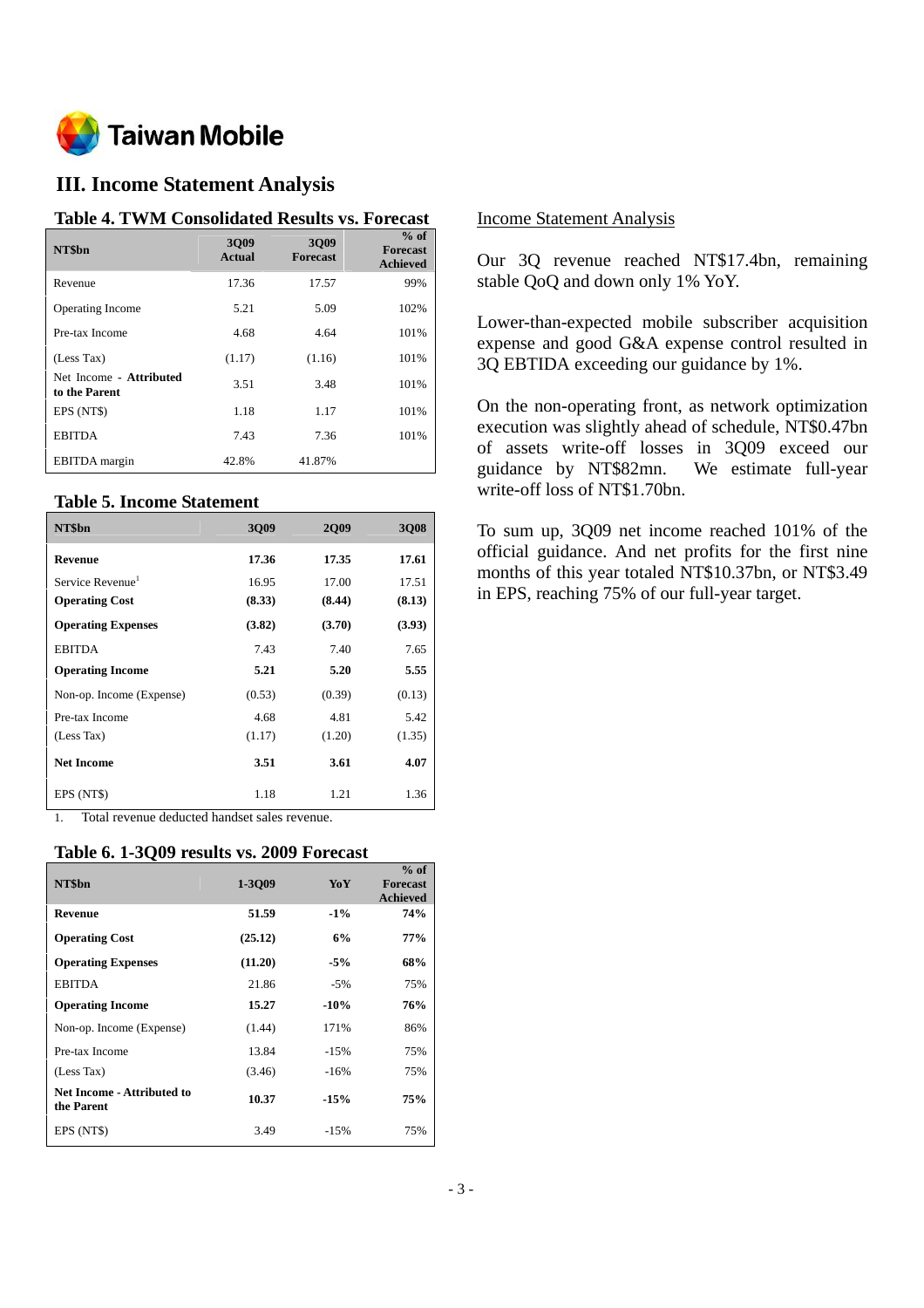## III. Income Statement Analysis

### Table 4. TWM Consolidated Results vs. Forecast

| NT$bn | 3Q09 Actual | 3Q09 Forecast | % of Forecast Achieved |
|---|---|---|---|
| Revenue | 17.36 | 17.57 | 99% |
| Operating Income | 5.21 | 5.09 | 102% |
| Pre-tax Income | 4.68 | 4.64 | 101% |
| (Less Tax) | (1.17) | (1.16) | 101% |
| Net Income - **Attributed to the Parent** | 3.51 | 3.48 | 101% |
| EPS (NT$) | 1.18 | 1.17 | 101% |
| EBITDA | 7.43 | 7.36 | 101% |
| EBITDA margin | 42.8% | 41.87% | |

### Table 5. Income Statement

| NT$bn | 3Q09 | 2Q09 | 3Q08 |
|---|---|---|---|
| **Revenue** | **17.36** | **17.35** | **17.61** |
| Service Revenue[1] | 16.95 | 17.00 | 17.51 |
| **Operating Cost** | **(8.33)** | **(8.44)** | **(8.13)** |
| **Operating Expenses** | **(3.82)** | **(3.70)** | **(3.93)** |
| EBITDA | 7.43 | 7.40 | 7.65 |
| **Operating Income** | **5.21** | **5.20** | **5.55** |
| Non-op. Income (Expense) | (0.53) | (0.39) | (0.13) |
| Pre-tax Income | 4.68 | 4.81 | 5.42 |
| (Less Tax) | (1.17) | (1.20) | (1.35) |
| **Net Income** | **3.51** | **3.61** | **4.07** |
| EPS (NT$) | 1.18 | 1.21 | 1.36 |

1. Total revenue deducted handset sales revenue.

### Table 6. 1-3Q09 results vs. 2009 Forecast

| NT$bn | 1-3Q09 | YoY | % of Forecast Achieved |
|---|---|---|---|
| **Revenue** | **51.59** | **-1%** | **74%** |
| **Operating Cost** | **(25.12)** | **6%** | **77%** |
| **Operating Expenses** | **(11.20)** | **-5%** | **68%** |
| EBITDA | 21.86 | -5% | 75% |
| **Operating Income** | **15.27** | **-10%** | **76%** |
| Non-op. Income (Expense) | (1.44) | 171% | 86% |
| Pre-tax Income | 13.84 | -15% | 75% |
| (Less Tax) | (3.46) | -16% | 75% |
| **Net Income - Attributed to the Parent** | **10.37** | **-15%** | **75%** |
| EPS (NT$) | 3.49 | -15% | 75% |

Income Statement Analysis

Our 3Q revenue reached NT$17.4bn, remaining stable QoQ and down only 1% YoY.

Lower-than-expected mobile subscriber acquisition expense and good G&A expense control resulted in 3Q EBTIDA exceeding our guidance by 1%.

On the non-operating front, as network optimization execution was slightly ahead of schedule, NT$0.47bn of assets write-off losses in 3Q09 exceed our guidance by NT$82mn. We estimate full-year write-off loss of NT$1.70bn.

To sum up, 3Q09 net income reached 101% of the official guidance. And net profits for the first nine months of this year totaled NT$10.37bn, or NT$3.49 in EPS, reaching 75% of our full-year target.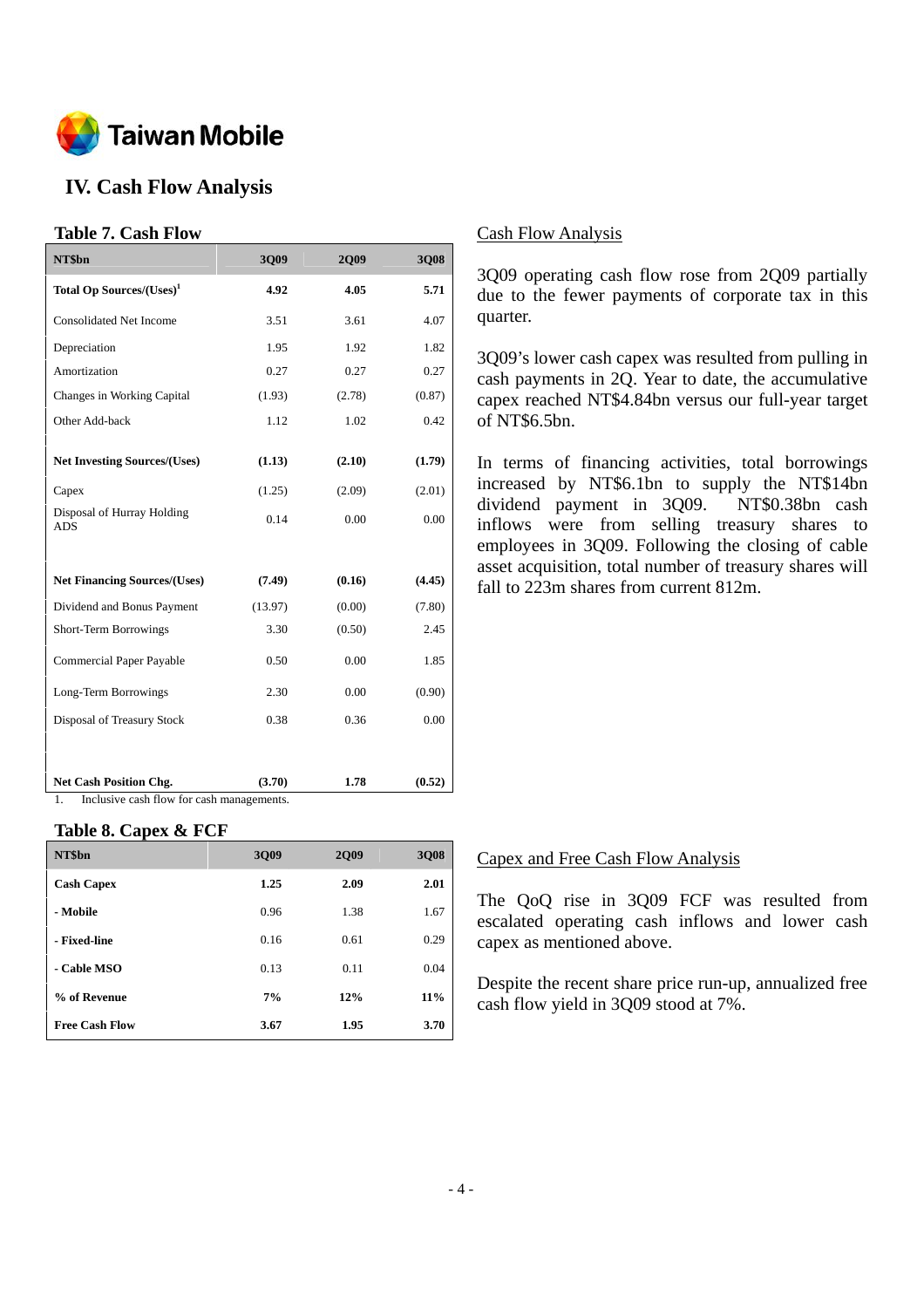## IV. Cash Flow Analysis

### Table 7. Cash Flow

| NT$bn | 3Q09 | 2Q09 | 3Q08 |
|---|---|---|---|
| **Total Op Sources/(Uses)[1]** | **4.92** | **4.05** | **5.71** |
| Consolidated Net Income | 3.51 | 3.61 | 4.07 |
| Depreciation | 1.95 | 1.92 | 1.82 |
| Amortization | 0.27 | 0.27 | 0.27 |
| Changes in Working Capital | (1.93) | (2.78) | (0.87) |
| Other Add-back | 1.12 | 1.02 | 0.42 |
| **Net Investing Sources/(Uses)** | **(1.13)** | **(2.10)** | **(1.79)** |
| Capex | (1.25) | (2.09) | (2.01) |
| Disposal of Hurray Holding ADS | 0.14 | 0.00 | 0.00 |
| **Net Financing Sources/(Uses)** | **(7.49)** | **(0.16)** | **(4.45)** |
| Dividend and Bonus Payment | (13.97) | (0.00) | (7.80) |
| Short-Term Borrowings | 3.30 | (0.50) | 2.45 |
| Commercial Paper Payable | 0.50 | 0.00 | 1.85 |
| Long-Term Borrowings | 2.30 | 0.00 | (0.90) |
| Disposal of Treasury Stock | 0.38 | 0.36 | 0.00 |
| **Net Cash Position Chg.** | **(3.70)** | **1.78** | **(0.52)** |

1. Inclusive cash flow for cash managements.

Cash Flow Analysis

3Q09 operating cash flow rose from 2Q09 partially due to the fewer payments of corporate tax in this quarter.

3Q09's lower cash capex was resulted from pulling in cash payments in 2Q. Year to date, the accumulative capex reached NT$4.84bn versus our full-year target of NT$6.5bn.

In terms of financing activities, total borrowings increased by NT$6.1bn to supply the NT$14bn dividend payment in 3Q09. NT$0.38bn cash inflows were from selling treasury shares to employees in 3Q09. Following the closing of cable asset acquisition, total number of treasury shares will fall to 223m shares from current 812m.

### Table 8. Capex & FCF

| NT$bn | 3Q09 | 2Q09 | 3Q08 |
|---|---|---|---|
| **Cash Capex** | **1.25** | **2.09** | **2.01** |
| **- Mobile** | 0.96 | 1.38 | 1.67 |
| **- Fixed-line** | 0.16 | 0.61 | 0.29 |
| **- Cable MSO** | 0.13 | 0.11 | 0.04 |
| **% of Revenue** | **7%** | **12%** | **11%** |
| **Free Cash Flow** | **3.67** | **1.95** | **3.70** |

Capex and Free Cash Flow Analysis

The QoQ rise in 3Q09 FCF was resulted from escalated operating cash inflows and lower cash capex as mentioned above.

Despite the recent share price run-up, annualized free cash flow yield in 3Q09 stood at 7%.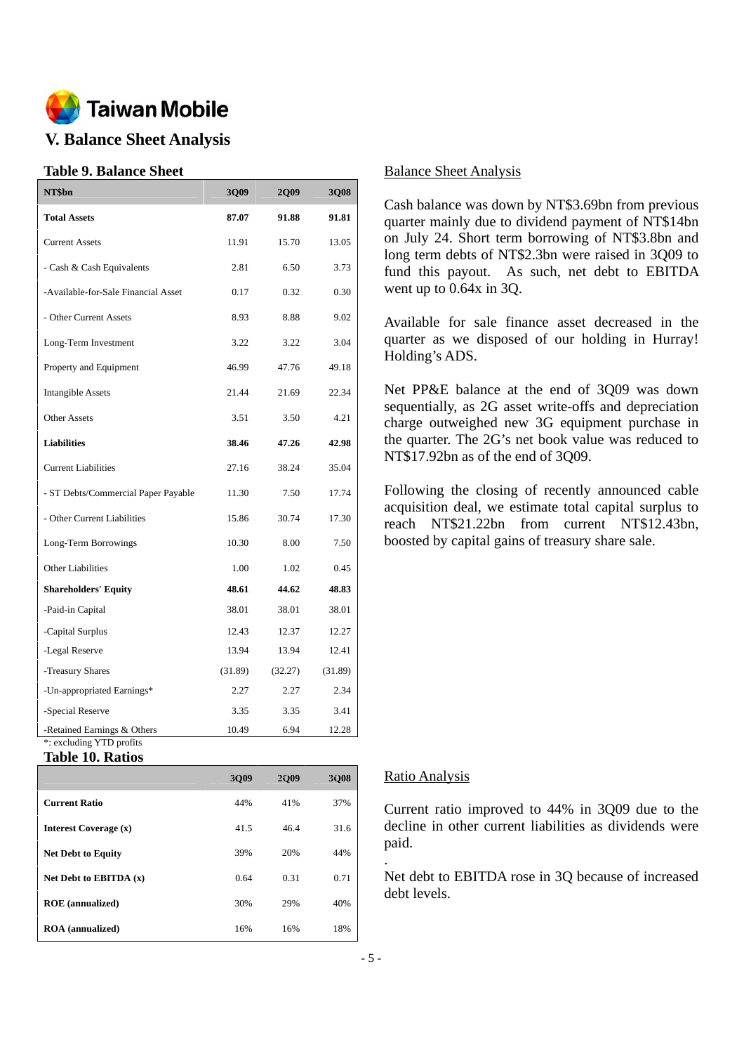# V. Balance Sheet Analysis

### Table 9. Balance Sheet

| NT$bn | 3Q09 | 2Q09 | 3Q08 |
|---|---|---|---|
| **Total Assets** | **87.07** | **91.88** | **91.81** |
| Current Assets | 11.91 | 15.70 | 13.05 |
| - Cash & Cash Equivalents | 2.81 | 6.50 | 3.73 |
| -Available-for-Sale Financial Asset | 0.17 | 0.32 | 0.30 |
| - Other Current Assets | 8.93 | 8.88 | 9.02 |
| Long-Term Investment | 3.22 | 3.22 | 3.04 |
| Property and Equipment | 46.99 | 47.76 | 49.18 |
| Intangible Assets | 21.44 | 21.69 | 22.34 |
| Other Assets | 3.51 | 3.50 | 4.21 |
| **Liabilities** | **38.46** | **47.26** | **42.98** |
| Current Liabilities | 27.16 | 38.24 | 35.04 |
| - ST Debts/Commercial Paper Payable | 11.30 | 7.50 | 17.74 |
| - Other Current Liabilities | 15.86 | 30.74 | 17.30 |
| Long-Term Borrowings | 10.30 | 8.00 | 7.50 |
| Other Liabilities | 1.00 | 1.02 | 0.45 |
| **Shareholders' Equity** | **48.61** | **44.62** | **48.83** |
| -Paid-in Capital | 38.01 | 38.01 | 38.01 |
| -Capital Surplus | 12.43 | 12.37 | 12.27 |
| -Legal Reserve | 13.94 | 13.94 | 12.41 |
| -Treasury Shares | (31.89) | (32.27) | (31.89) |
| -Un-appropriated Earnings* | 2.27 | 2.27 | 2.34 |
| -Special Reserve | 3.35 | 3.35 | 3.41 |
| -Retained Earnings & Others | 10.49 | 6.94 | 12.28 |

*: excluding YTD profits

<u>Balance Sheet Analysis</u>

Cash balance was down by NT$3.69bn from previous quarter mainly due to dividend payment of NT$14bn on July 24. Short term borrowing of NT$3.8bn and long term debts of NT$2.3bn were raised in 3Q09 to fund this payout. As such, net debt to EBITDA went up to 0.64x in 3Q.

Available for sale finance asset decreased in the quarter as we disposed of our holding in Hurray! Holding's ADS.

Net PP&E balance at the end of 3Q09 was down sequentially, as 2G asset write-offs and depreciation charge outweighed new 3G equipment purchase in the quarter. The 2G's net book value was reduced to NT$17.92bn as of the end of 3Q09.

Following the closing of recently announced cable acquisition deal, we estimate total capital surplus to reach NT$21.22bn from current NT$12.43bn, boosted by capital gains of treasury share sale.

### Table 10. Ratios

| | 3Q09 | 2Q09 | 3Q08 |
|---|---|---|---|
| **Current Ratio** | 44% | 41% | 37% |
| **Interest Coverage (x)** | 41.5 | 46.4 | 31.6 |
| **Net Debt to Equity** | 39% | 20% | 44% |
| **Net Debt to EBITDA (x)** | 0.64 | 0.31 | 0.71 |
| **ROE (annualized)** | 30% | 29% | 40% |
| **ROA (annualized)** | 16% | 16% | 18% |

<u>Ratio Analysis</u>

Current ratio improved to 44% in 3Q09 due to the decline in other current liabilities as dividends were paid.

Net debt to EBITDA rose in 3Q because of increased debt levels.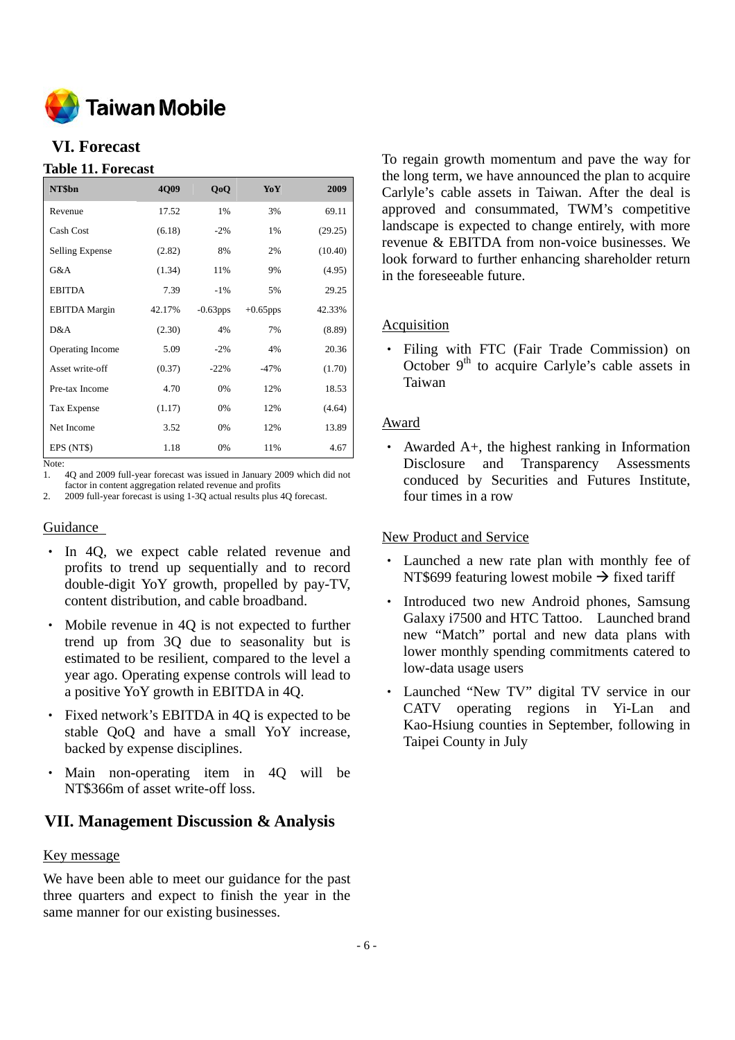## VI. Forecast

### Table 11. Forecast

| NT$bn | 4Q09 | QoQ | YoY | 2009 |
|---|---|---|---|---|
| Revenue | 17.52 | 1% | 3% | 69.11 |
| Cash Cost | (6.18) | -2% | 1% | (29.25) |
| Selling Expense | (2.82) | 8% | 2% | (10.40) |
| G&A | (1.34) | 11% | 9% | (4.95) |
| EBITDA | 7.39 | -1% | 5% | 29.25 |
| EBITDA Margin | 42.17% | -0.63pps | +0.65pps | 42.33% |
| D&A | (2.30) | 4% | 7% | (8.89) |
| Operating Income | 5.09 | -2% | 4% | 20.36 |
| Asset write-off | (0.37) | -22% | -47% | (1.70) |
| Pre-tax Income | 4.70 | 0% | 12% | 18.53 |
| Tax Expense | (1.17) | 0% | 12% | (4.64) |
| Net Income | 3.52 | 0% | 12% | 13.89 |
| EPS (NT$) | 1.18 | 0% | 11% | 4.67 |

Note:
1. 4Q and 2009 full-year forecast was issued in January 2009 which did not factor in content aggregation related revenue and profits
2. 2009 full-year forecast is using 1-3Q actual results plus 4Q forecast.

Guidance

- In 4Q, we expect cable related revenue and profits to trend up sequentially and to record double-digit YoY growth, propelled by pay-TV, content distribution, and cable broadband.
- Mobile revenue in 4Q is not expected to further trend up from 3Q due to seasonality but is estimated to be resilient, compared to the level a year ago. Operating expense controls will lead to a positive YoY growth in EBITDA in 4Q.
- Fixed network's EBITDA in 4Q is expected to be stable QoQ and have a small YoY increase, backed by expense disciplines.
- Main non-operating item in 4Q will be NT$366m of asset write-off loss.

## VII. Management Discussion & Analysis

Key message

We have been able to meet our guidance for the past three quarters and expect to finish the year in the same manner for our existing businesses.

To regain growth momentum and pave the way for the long term, we have announced the plan to acquire Carlyle's cable assets in Taiwan. After the deal is approved and consummated, TWM's competitive landscape is expected to change entirely, with more revenue & EBITDA from non-voice businesses. We look forward to further enhancing shareholder return in the foreseeable future.

Acquisition

- Filing with FTC (Fair Trade Commission) on October 9th to acquire Carlyle's cable assets in Taiwan

Award

- Awarded A+, the highest ranking in Information Disclosure and Transparency Assessments conducted by Securities and Futures Institute, four times in a row

New Product and Service

- Launched a new rate plan with monthly fee of NT$699 featuring lowest mobile → fixed tariff
- Introduced two new Android phones, Samsung Galaxy i7500 and HTC Tattoo. Launched brand new "Match" portal and new data plans with lower monthly spending commitments catered to low-data usage users
- Launched "New TV" digital TV service in our CATV operating regions in Yi-Lan and Kao-Hsiung counties in September, following in Taipei County in July